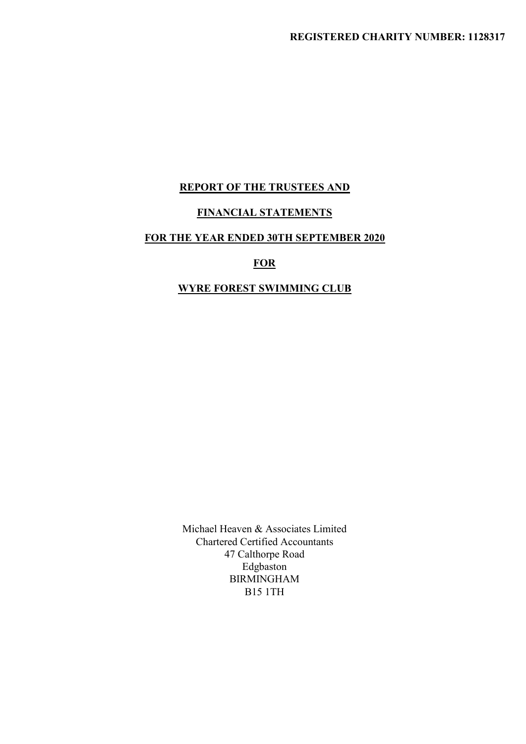**REGISTERED CHARITY NUMBER: 1128317**

# REPORT OF THE TRUSTEES AND

# FINANCIAL STATEMENTS

# FOR THE YEAR ENDED 30TH SEPTEMBER 2020

# FOR

# WYRE FOREST SWIMMING CLUB

Michael Heaven & Associates Limited
Chartered Certified Accountants
47 Calthorpe Road
Edgbaston
BIRMINGHAM
B15 1TH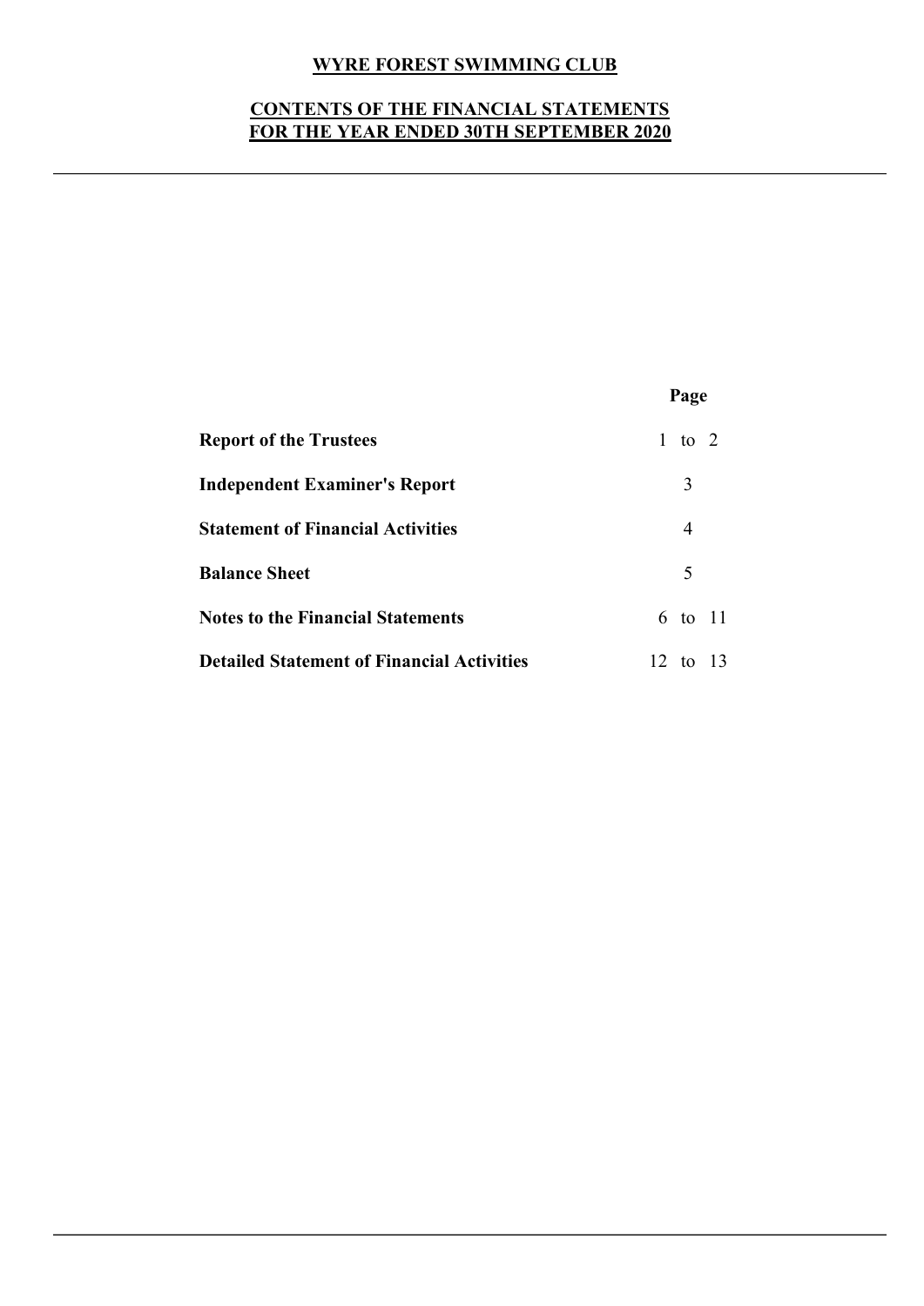# WYRE FOREST SWIMMING CLUB

## CONTENTS OF THE FINANCIAL STATEMENTS FOR THE YEAR ENDED 30TH SEPTEMBER 2020

| | Page |
|---|---|
| **Report of the Trustees** | 1 to 2 |
| **Independent Examiner's Report** | 3 |
| **Statement of Financial Activities** | 4 |
| **Balance Sheet** | 5 |
| **Notes to the Financial Statements** | 6 to 11 |
| **Detailed Statement of Financial Activities** | 12 to 13 |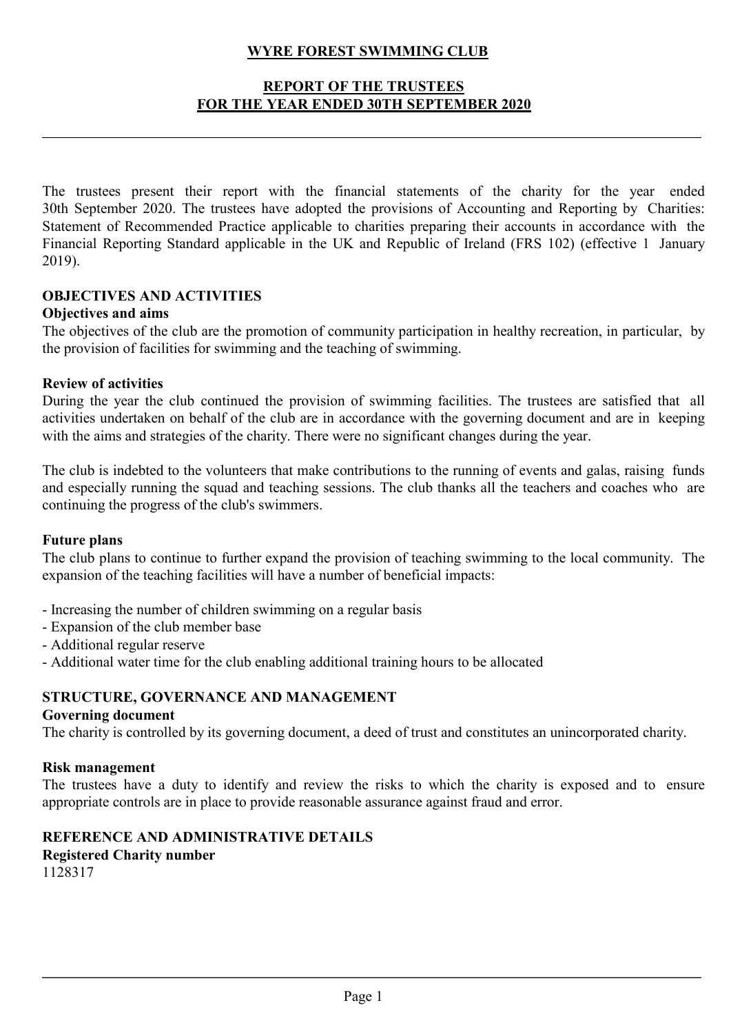# WYRE FOREST SWIMMING CLUB

## REPORT OF THE TRUSTEES
## FOR THE YEAR ENDED 30TH SEPTEMBER 2020

The trustees present their report with the financial statements of the charity for the year ended 30th September 2020. The trustees have adopted the provisions of Accounting and Reporting by Charities: Statement of Recommended Practice applicable to charities preparing their accounts in accordance with the Financial Reporting Standard applicable in the UK and Republic of Ireland (FRS 102) (effective 1 January 2019).

### OBJECTIVES AND ACTIVITIES

**Objectives and aims**

The objectives of the club are the promotion of community participation in healthy recreation, in particular, by the provision of facilities for swimming and the teaching of swimming.

**Review of activities**

During the year the club continued the provision of swimming facilities. The trustees are satisfied that all activities undertaken on behalf of the club are in accordance with the governing document and are in keeping with the aims and strategies of the charity. There were no significant changes during the year.

The club is indebted to the volunteers that make contributions to the running of events and galas, raising funds and especially running the squad and teaching sessions. The club thanks all the teachers and coaches who are continuing the progress of the club's swimmers.

**Future plans**

The club plans to continue to further expand the provision of teaching swimming to the local community. The expansion of the teaching facilities will have a number of beneficial impacts:

- Increasing the number of children swimming on a regular basis
- Expansion of the club member base
- Additional regular reserve
- Additional water time for the club enabling additional training hours to be allocated

### STRUCTURE, GOVERNANCE AND MANAGEMENT

**Governing document**

The charity is controlled by its governing document, a deed of trust and constitutes an unincorporated charity.

**Risk management**

The trustees have a duty to identify and review the risks to which the charity is exposed and to ensure appropriate controls are in place to provide reasonable assurance against fraud and error.

### REFERENCE AND ADMINISTRATIVE DETAILS

**Registered Charity number**

1128317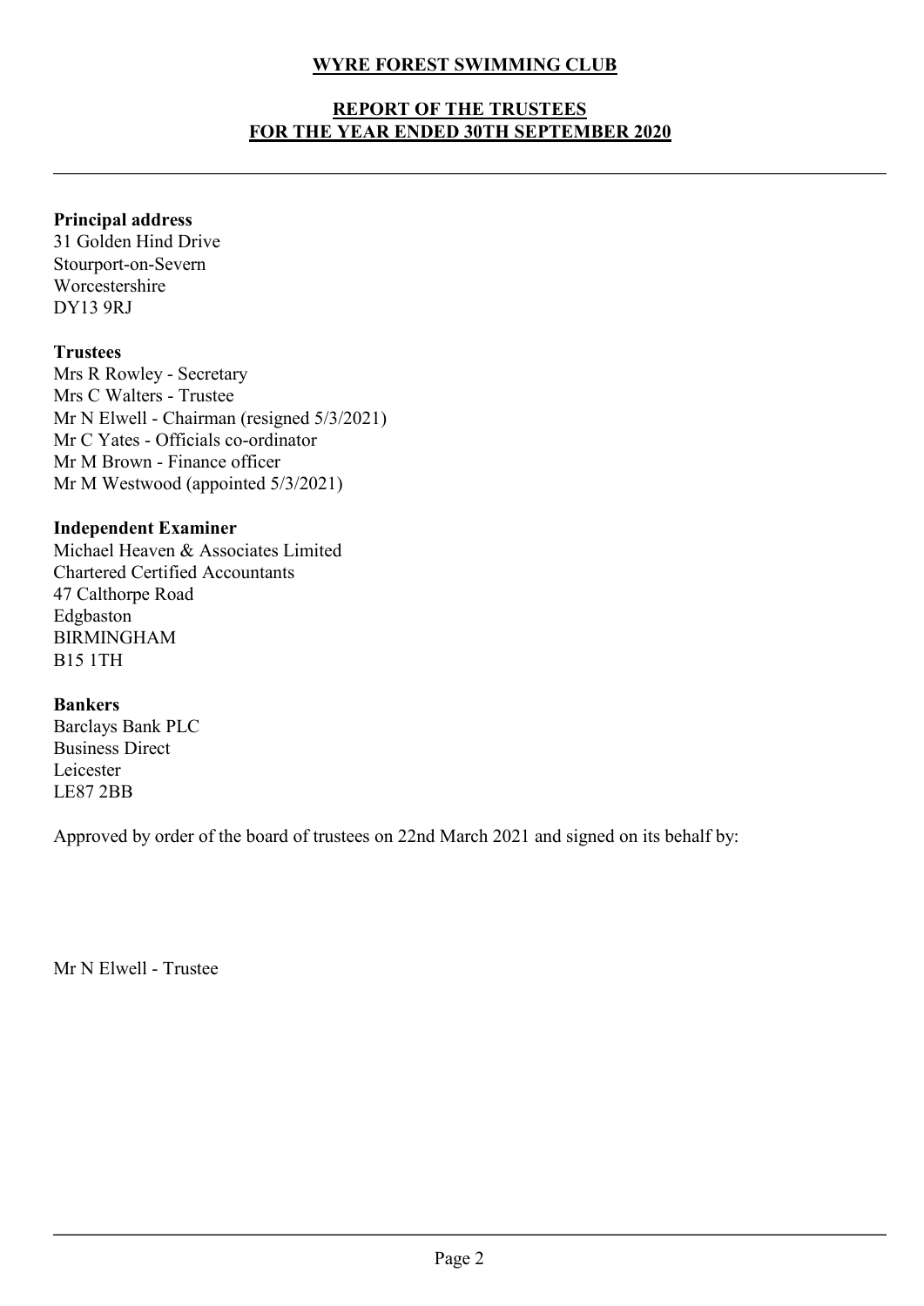# WYRE FOREST SWIMMING CLUB

## REPORT OF THE TRUSTEES
## FOR THE YEAR ENDED 30TH SEPTEMBER 2020

**Principal address**
31 Golden Hind Drive
Stourport-on-Severn
Worcestershire
DY13 9RJ

**Trustees**
Mrs R Rowley - Secretary
Mrs C Walters - Trustee
Mr N Elwell - Chairman (resigned 5/3/2021)
Mr C Yates - Officials co-ordinator
Mr M Brown - Finance officer
Mr M Westwood (appointed 5/3/2021)

**Independent Examiner**
Michael Heaven & Associates Limited
Chartered Certified Accountants
47 Calthorpe Road
Edgbaston
BIRMINGHAM
B15 1TH

**Bankers**
Barclays Bank PLC
Business Direct
Leicester
LE87 2BB

Approved by order of the board of trustees on 22nd March 2021 and signed on its behalf by:

Mr N Elwell - Trustee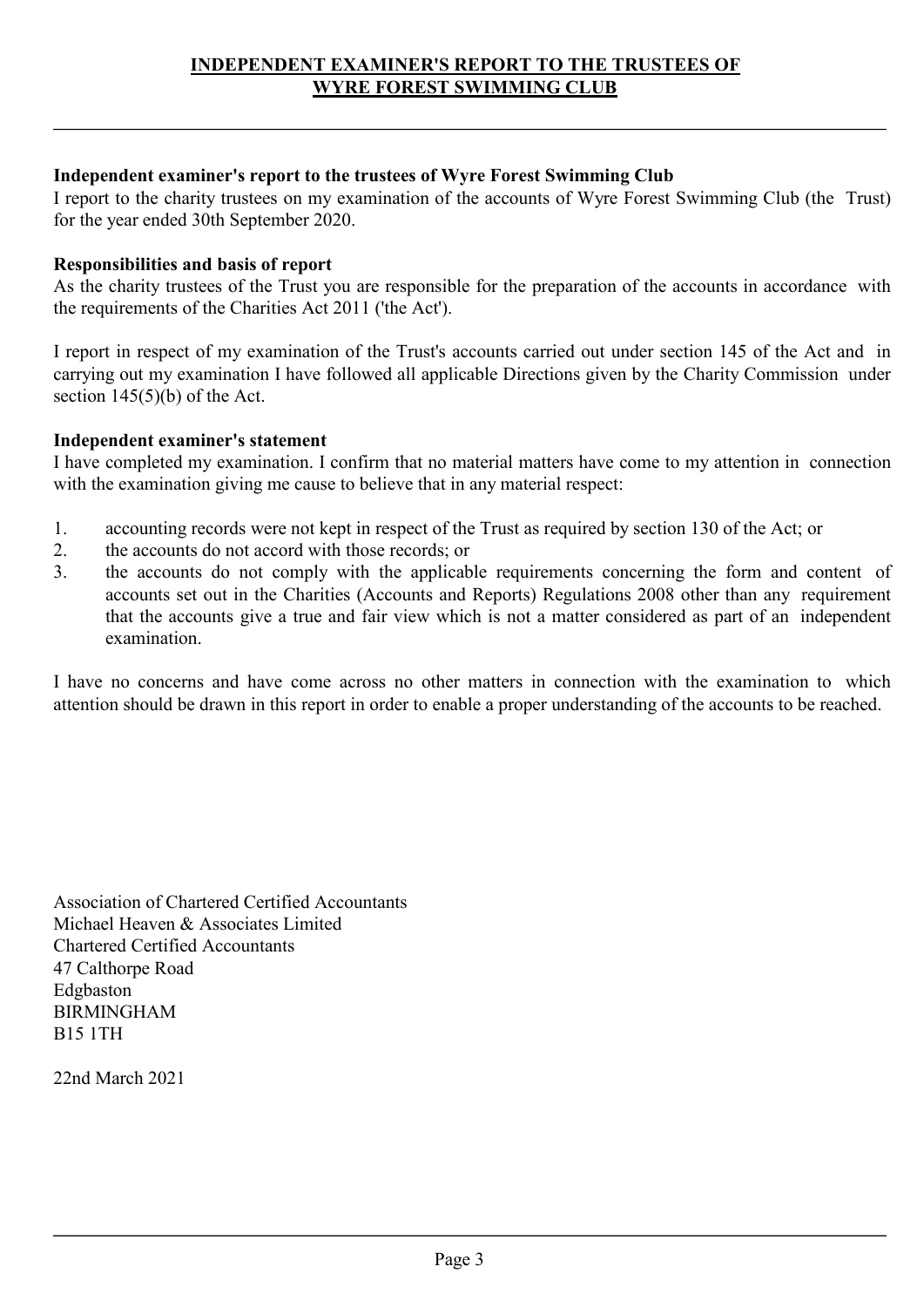# INDEPENDENT EXAMINER'S REPORT TO THE TRUSTEES OF WYRE FOREST SWIMMING CLUB

**Independent examiner's report to the trustees of Wyre Forest Swimming Club**

I report to the charity trustees on my examination of the accounts of Wyre Forest Swimming Club (the Trust) for the year ended 30th September 2020.

**Responsibilities and basis of report**

As the charity trustees of the Trust you are responsible for the preparation of the accounts in accordance with the requirements of the Charities Act 2011 ('the Act').

I report in respect of my examination of the Trust's accounts carried out under section 145 of the Act and in carrying out my examination I have followed all applicable Directions given by the Charity Commission under section 145(5)(b) of the Act.

**Independent examiner's statement**

I have completed my examination. I confirm that no material matters have come to my attention in connection with the examination giving me cause to believe that in any material respect:

1. accounting records were not kept in respect of the Trust as required by section 130 of the Act; or
2. the accounts do not accord with those records; or
3. the accounts do not comply with the applicable requirements concerning the form and content of accounts set out in the Charities (Accounts and Reports) Regulations 2008 other than any requirement that the accounts give a true and fair view which is not a matter considered as part of an independent examination.

I have no concerns and have come across no other matters in connection with the examination to which attention should be drawn in this report in order to enable a proper understanding of the accounts to be reached.

Association of Chartered Certified Accountants
Michael Heaven & Associates Limited
Chartered Certified Accountants
47 Calthorpe Road
Edgbaston
BIRMINGHAM
B15 1TH

22nd March 2021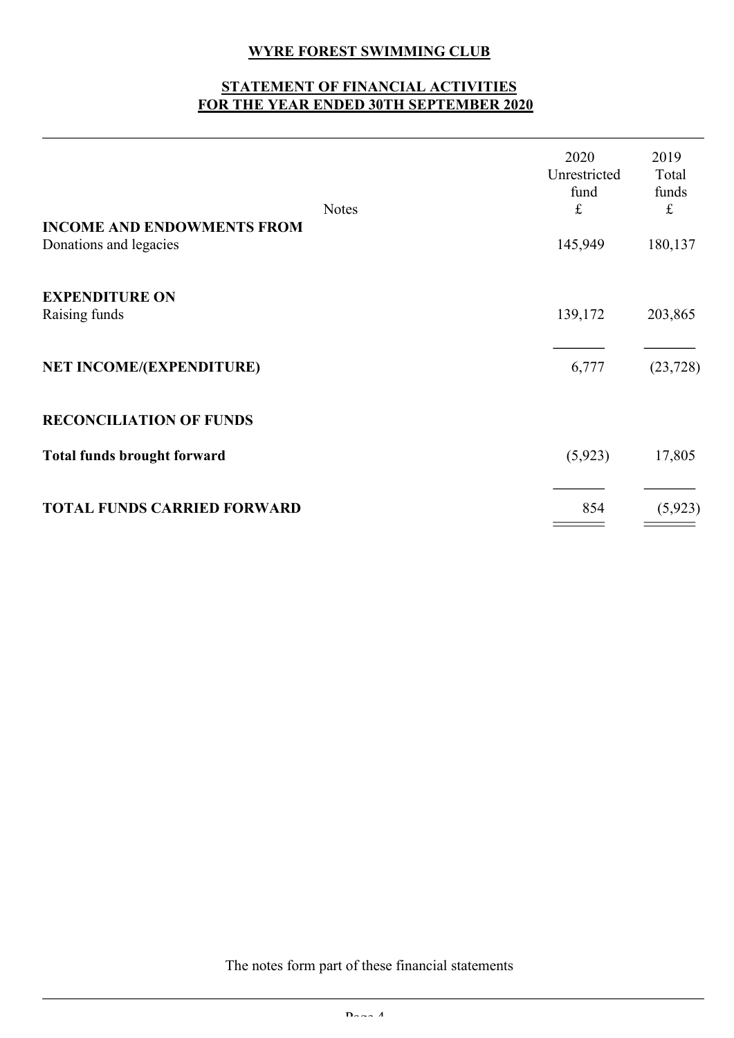**WYRE FOREST SWIMMING CLUB**

**STATEMENT OF FINANCIAL ACTIVITIES**
**FOR THE YEAR ENDED 30TH SEPTEMBER 2020**

| | Notes | 2020 Unrestricted fund £ | 2019 Total funds £ |
|---|---|---|---|
| **INCOME AND ENDOWMENTS FROM** | | | |
| Donations and legacies | | 145,949 | 180,137 |
| | | | |
| **EXPENDITURE ON** | | | |
| Raising funds | | 139,172 | 203,865 |
| | | | |
| **NET INCOME/(EXPENDITURE)** | | 6,777 | (23,728) |
| | | | |
| **RECONCILIATION OF FUNDS** | | | |
| | | | |
| **Total funds brought forward** | | (5,923) | 17,805 |
| | | | |
| **TOTAL FUNDS CARRIED FORWARD** | | 854 | (5,923) |

The notes form part of these financial statements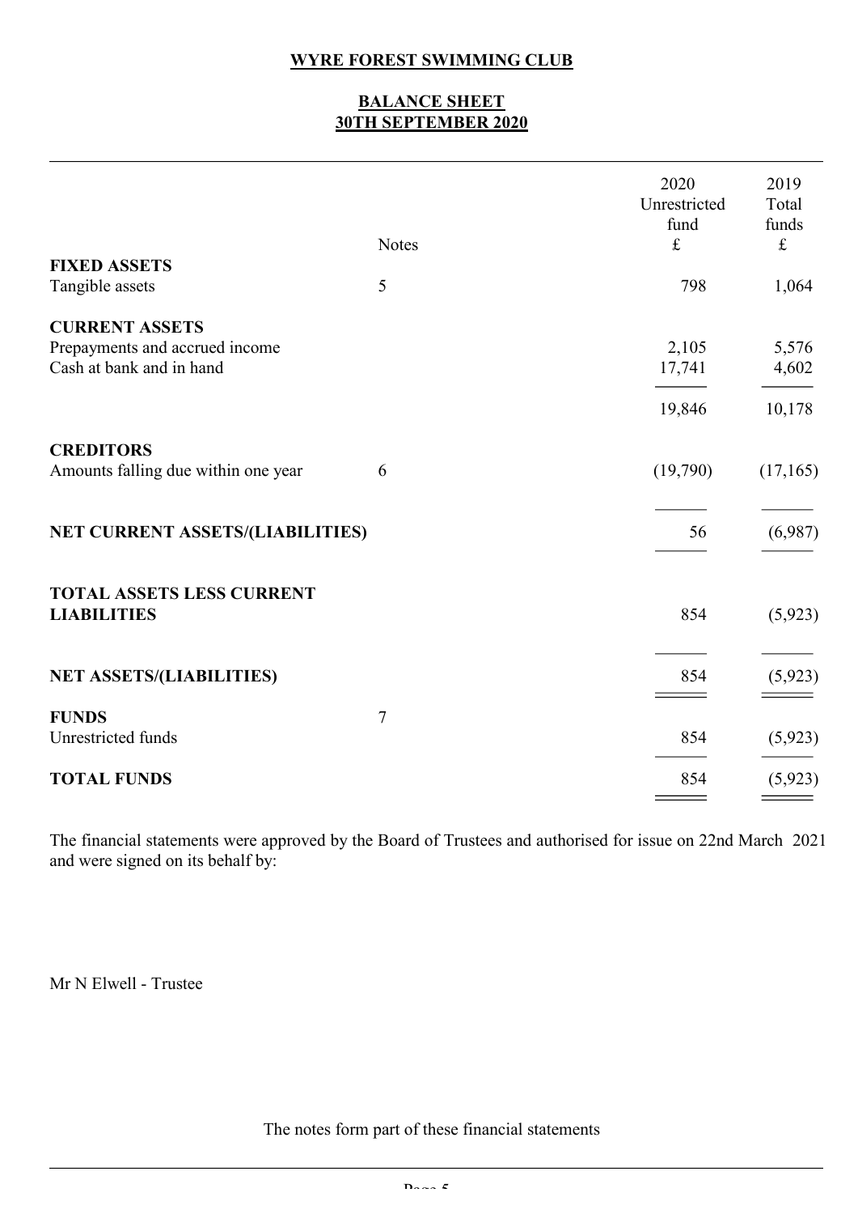**WYRE FOREST SWIMMING CLUB**

**BALANCE SHEET**
**30TH SEPTEMBER 2020**

| | Notes | 2020 Unrestricted fund £ | 2019 Total funds £ |
|---|---|---|---|
| **FIXED ASSETS** | | | |
| Tangible assets | 5 | 798 | 1,064 |
| **CURRENT ASSETS** | | | |
| Prepayments and accrued income | | 2,105 | 5,576 |
| Cash at bank and in hand | | 17,741 | 4,602 |
| | | 19,846 | 10,178 |
| **CREDITORS** | | | |
| Amounts falling due within one year | 6 | (19,790) | (17,165) |
| **NET CURRENT ASSETS/(LIABILITIES)** | | 56 | (6,987) |
| **TOTAL ASSETS LESS CURRENT LIABILITIES** | | 854 | (5,923) |
| **NET ASSETS/(LIABILITIES)** | | 854 | (5,923) |
| **FUNDS** | 7 | | |
| Unrestricted funds | | 854 | (5,923) |
| **TOTAL FUNDS** | | 854 | (5,923) |

The financial statements were approved by the Board of Trustees and authorised for issue on 22nd March 2021 and were signed on its behalf by:

Mr N Elwell - Trustee

The notes form part of these financial statements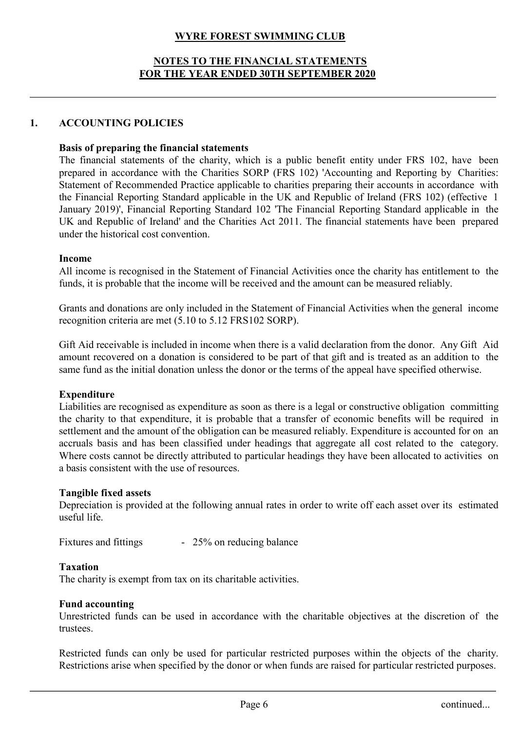# WYRE FOREST SWIMMING CLUB

## NOTES TO THE FINANCIAL STATEMENTS FOR THE YEAR ENDED 30TH SEPTEMBER 2020

### 1. ACCOUNTING POLICIES

**Basis of preparing the financial statements**

The financial statements of the charity, which is a public benefit entity under FRS 102, have been prepared in accordance with the Charities SORP (FRS 102) 'Accounting and Reporting by Charities: Statement of Recommended Practice applicable to charities preparing their accounts in accordance with the Financial Reporting Standard applicable in the UK and Republic of Ireland (FRS 102) (effective 1 January 2019)', Financial Reporting Standard 102 'The Financial Reporting Standard applicable in the UK and Republic of Ireland' and the Charities Act 2011. The financial statements have been prepared under the historical cost convention.

**Income**

All income is recognised in the Statement of Financial Activities once the charity has entitlement to the funds, it is probable that the income will be received and the amount can be measured reliably.

Grants and donations are only included in the Statement of Financial Activities when the general income recognition criteria are met (5.10 to 5.12 FRS102 SORP).

Gift Aid receivable is included in income when there is a valid declaration from the donor. Any Gift Aid amount recovered on a donation is considered to be part of that gift and is treated as an addition to the same fund as the initial donation unless the donor or the terms of the appeal have specified otherwise.

**Expenditure**

Liabilities are recognised as expenditure as soon as there is a legal or constructive obligation committing the charity to that expenditure, it is probable that a transfer of economic benefits will be required in settlement and the amount of the obligation can be measured reliably. Expenditure is accounted for on an accruals basis and has been classified under headings that aggregate all cost related to the category. Where costs cannot be directly attributed to particular headings they have been allocated to activities on a basis consistent with the use of resources.

**Tangible fixed assets**

Depreciation is provided at the following annual rates in order to write off each asset over its estimated useful life.

Fixtures and fittings - 25% on reducing balance

**Taxation**

The charity is exempt from tax on its charitable activities.

**Fund accounting**

Unrestricted funds can be used in accordance with the charitable objectives at the discretion of the trustees.

Restricted funds can only be used for particular restricted purposes within the objects of the charity. Restrictions arise when specified by the donor or when funds are raised for particular restricted purposes.

continued...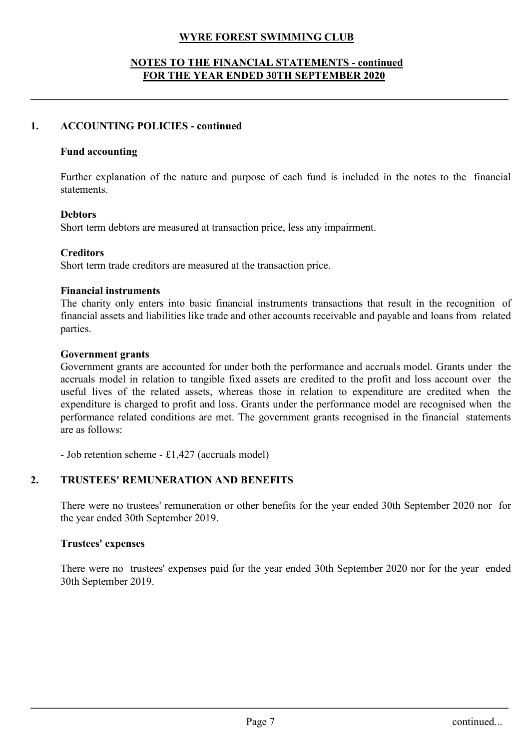# WYRE FOREST SWIMMING CLUB

## NOTES TO THE FINANCIAL STATEMENTS - continued
## FOR THE YEAR ENDED 30TH SEPTEMBER 2020

### 1. ACCOUNTING POLICIES - continued

**Fund accounting**

Further explanation of the nature and purpose of each fund is included in the notes to the financial statements.

**Debtors**

Short term debtors are measured at transaction price, less any impairment.

**Creditors**

Short term trade creditors are measured at the transaction price.

**Financial instruments**

The charity only enters into basic financial instruments transactions that result in the recognition of financial assets and liabilities like trade and other accounts receivable and payable and loans from related parties.

**Government grants**

Government grants are accounted for under both the performance and accruals model. Grants under the accruals model in relation to tangible fixed assets are credited to the profit and loss account over the useful lives of the related assets, whereas those in relation to expenditure are credited when the expenditure is charged to profit and loss. Grants under the performance model are recognised when the performance related conditions are met. The government grants recognised in the financial statements are as follows:

- Job retention scheme - £1,427 (accruals model)

### 2. TRUSTEES' REMUNERATION AND BENEFITS

There were no trustees' remuneration or other benefits for the year ended 30th September 2020 nor for the year ended 30th September 2019.

**Trustees' expenses**

There were no trustees' expenses paid for the year ended 30th September 2020 nor for the year ended 30th September 2019.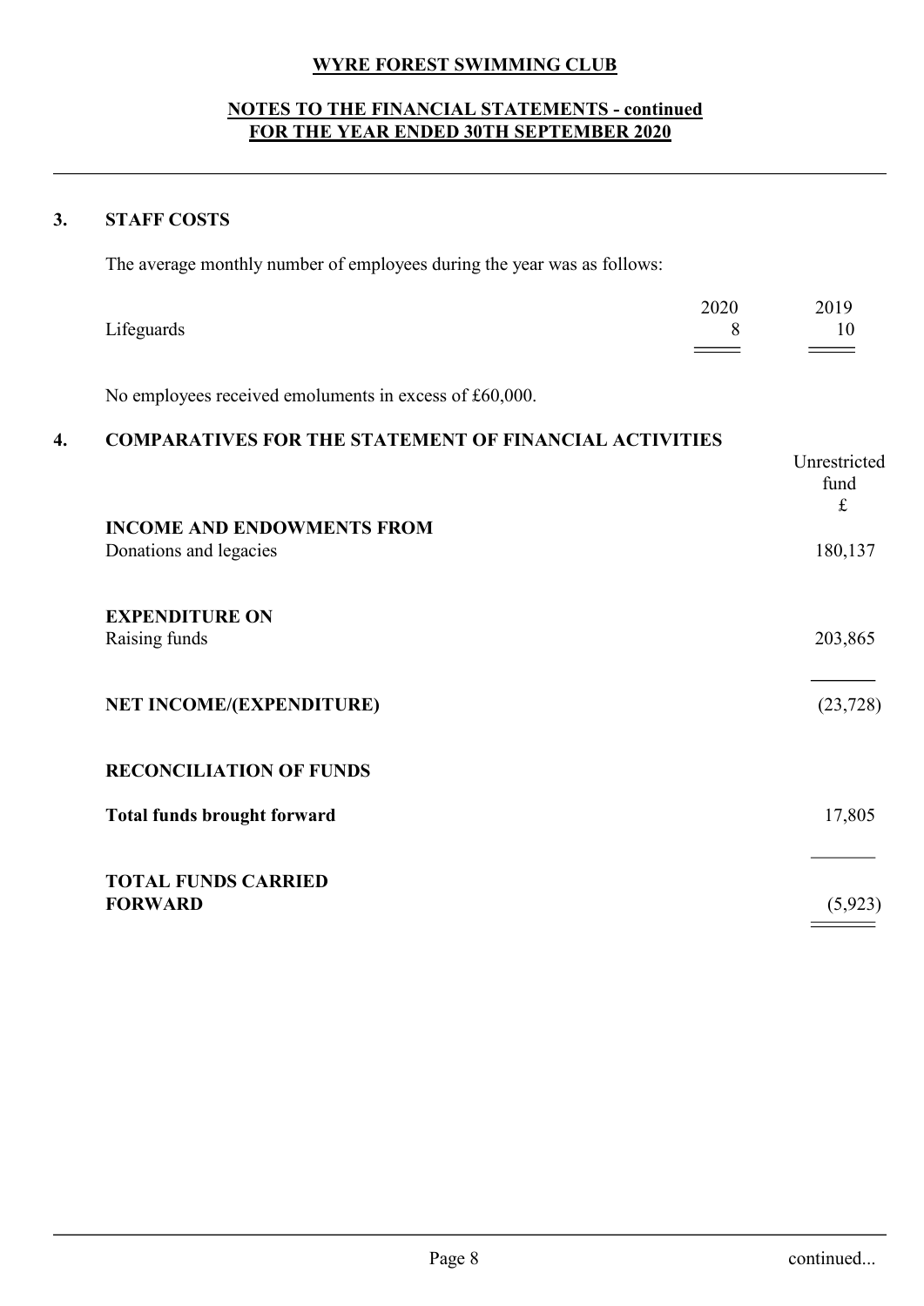# WYRE FOREST SWIMMING CLUB

## NOTES TO THE FINANCIAL STATEMENTS - continued
## FOR THE YEAR ENDED 30TH SEPTEMBER 2020

### 3. STAFF COSTS

The average monthly number of employees during the year was as follows:

| | 2020 | 2019 |
|---|---|---|
| Lifeguards | 8 | 10 |

No employees received emoluments in excess of £60,000.

### 4. COMPARATIVES FOR THE STATEMENT OF FINANCIAL ACTIVITIES

| | Unrestricted fund £ |
|---|---|
| **INCOME AND ENDOWMENTS FROM** | |
| Donations and legacies | 180,137 |
| **EXPENDITURE ON** | |
| Raising funds | 203,865 |
| **NET INCOME/(EXPENDITURE)** | (23,728) |
| **RECONCILIATION OF FUNDS** | |
| **Total funds brought forward** | 17,805 |
| **TOTAL FUNDS CARRIED FORWARD** | (5,923) |

continued...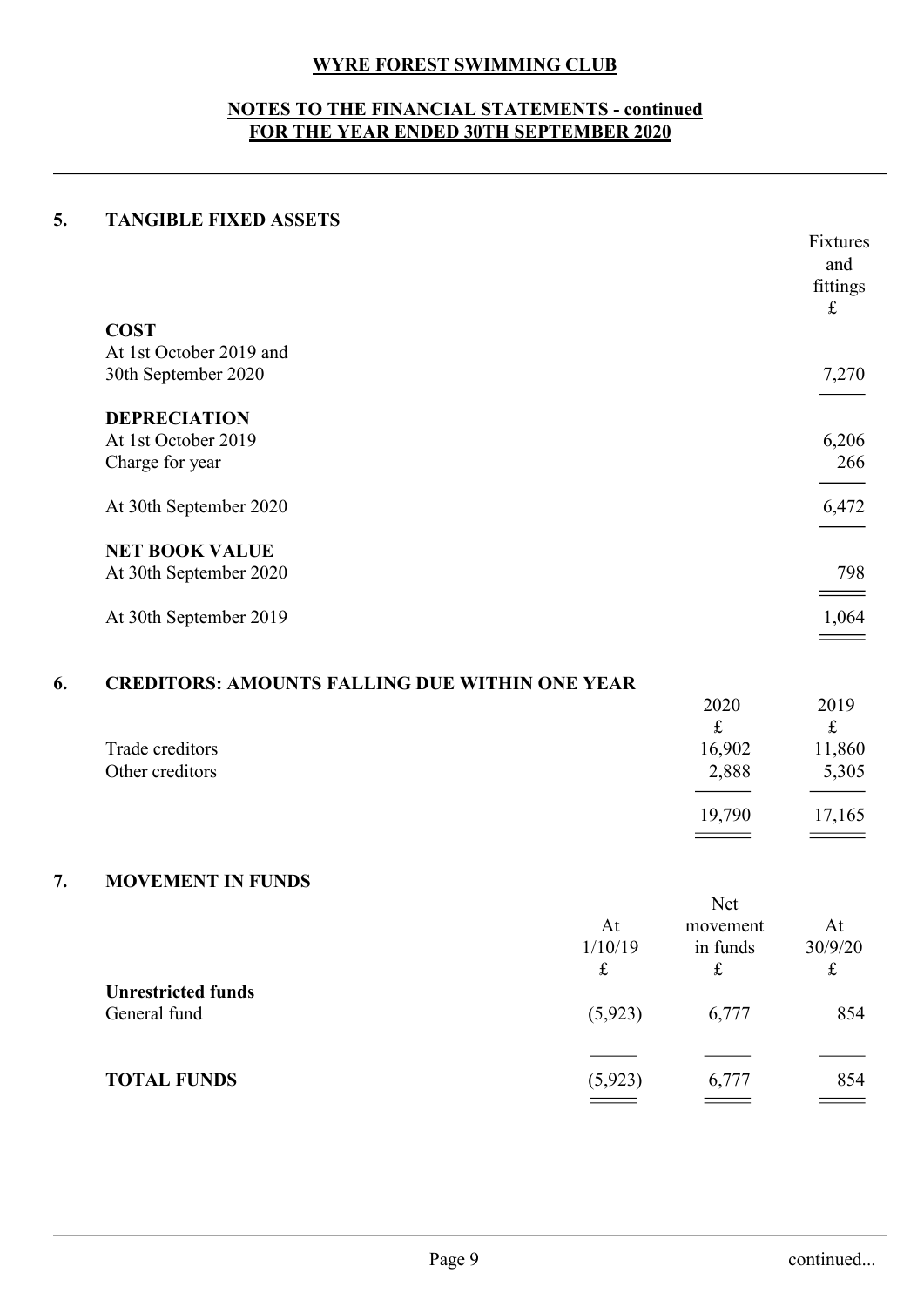# WYRE FOREST SWIMMING CLUB

## NOTES TO THE FINANCIAL STATEMENTS - continued
## FOR THE YEAR ENDED 30TH SEPTEMBER 2020

### 5. TANGIBLE FIXED ASSETS

| | Fixtures and fittings £ |
|---|---|
| **COST** | |
| At 1st October 2019 and 30th September 2020 | 7,270 |
| **DEPRECIATION** | |
| At 1st October 2019 | 6,206 |
| Charge for year | 266 |
| At 30th September 2020 | 6,472 |
| **NET BOOK VALUE** | |
| At 30th September 2020 | 798 |
| At 30th September 2019 | 1,064 |

### 6. CREDITORS: AMOUNTS FALLING DUE WITHIN ONE YEAR

| | 2020 £ | 2019 £ |
|---|---|---|
| Trade creditors | 16,902 | 11,860 |
| Other creditors | 2,888 | 5,305 |
| | 19,790 | 17,165 |

### 7. MOVEMENT IN FUNDS

| | At 1/10/19 £ | Net movement in funds £ | At 30/9/20 £ |
|---|---|---|---|
| **Unrestricted funds** | | | |
| General fund | (5,923) | 6,777 | 854 |
| **TOTAL FUNDS** | (5,923) | 6,777 | 854 |

continued...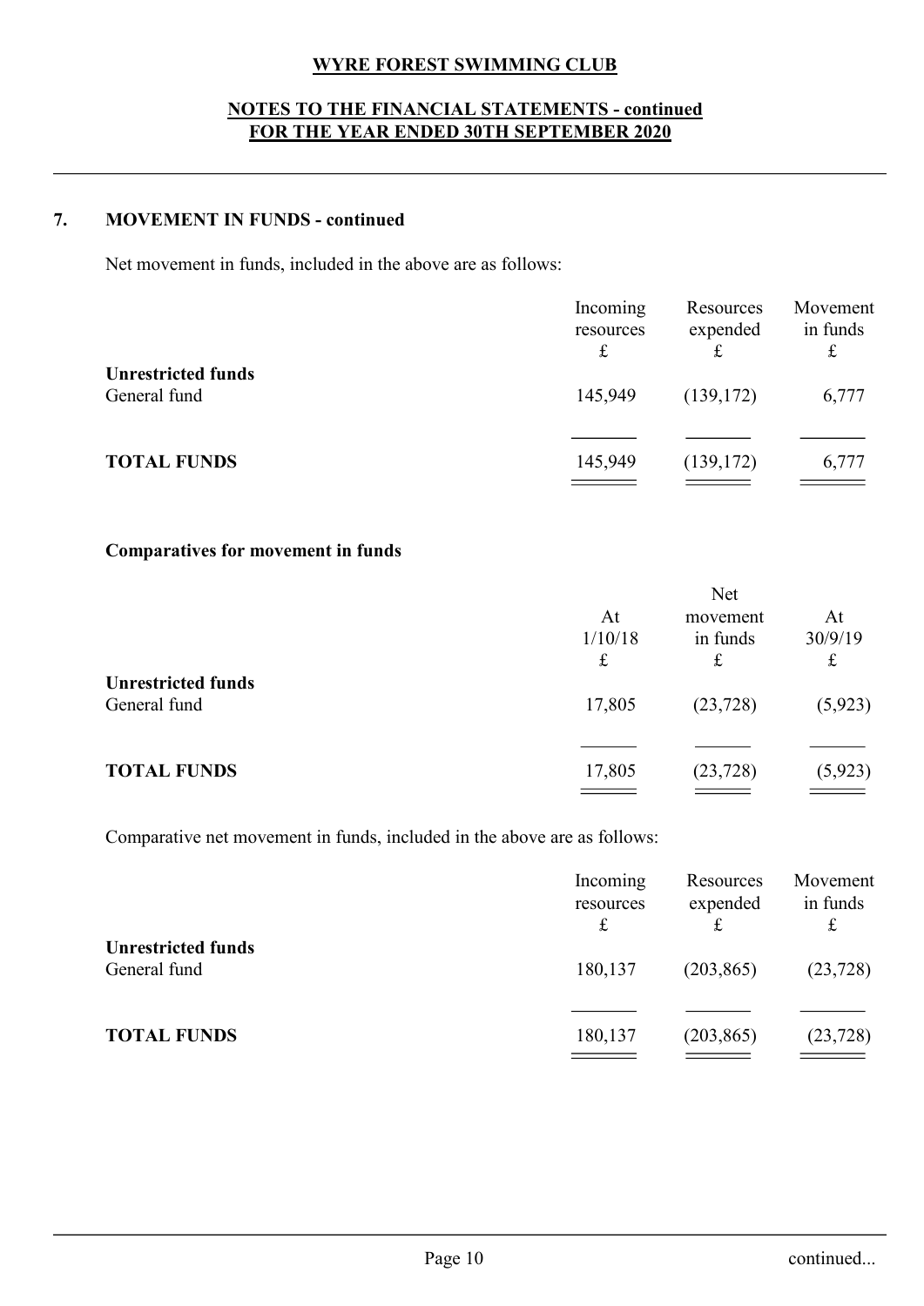# WYRE FOREST SWIMMING CLUB

## NOTES TO THE FINANCIAL STATEMENTS - continued
## FOR THE YEAR ENDED 30TH SEPTEMBER 2020

### 7. MOVEMENT IN FUNDS - continued

Net movement in funds, included in the above are as follows:

| | Incoming resources £ | Resources expended £ | Movement in funds £ |
|---|---|---|---|
| **Unrestricted funds** | | | |
| General fund | 145,949 | (139,172) | 6,777 |
| **TOTAL FUNDS** | 145,949 | (139,172) | 6,777 |

**Comparatives for movement in funds**

| | At 1/10/18 £ | Net movement in funds £ | At 30/9/19 £ |
|---|---|---|---|
| **Unrestricted funds** | | | |
| General fund | 17,805 | (23,728) | (5,923) |
| **TOTAL FUNDS** | 17,805 | (23,728) | (5,923) |

Comparative net movement in funds, included in the above are as follows:

| | Incoming resources £ | Resources expended £ | Movement in funds £ |
|---|---|---|---|
| **Unrestricted funds** | | | |
| General fund | 180,137 | (203,865) | (23,728) |
| **TOTAL FUNDS** | 180,137 | (203,865) | (23,728) |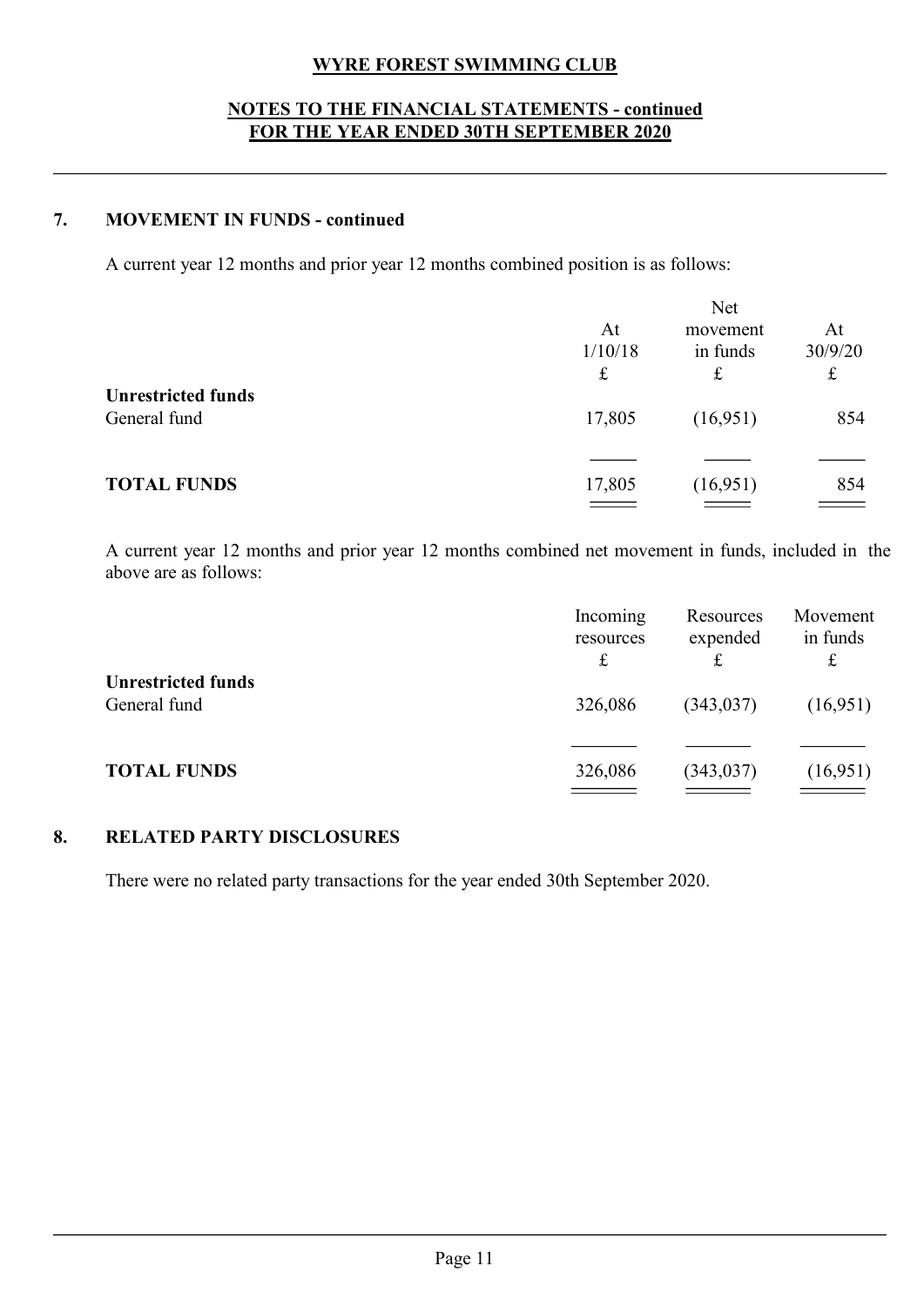**WYRE FOREST SWIMMING CLUB**

**NOTES TO THE FINANCIAL STATEMENTS - continued**
**FOR THE YEAR ENDED 30TH SEPTEMBER 2020**

## 7. MOVEMENT IN FUNDS - continued

A current year 12 months and prior year 12 months combined position is as follows:

| | At 1/10/18 £ | Net movement in funds £ | At 30/9/20 £ |
|---|---|---|---|
| **Unrestricted funds** | | | |
| General fund | 17,805 | (16,951) | 854 |
| **TOTAL FUNDS** | 17,805 | (16,951) | 854 |

A current year 12 months and prior year 12 months combined net movement in funds, included in the above are as follows:

| | Incoming resources £ | Resources expended £ | Movement in funds £ |
|---|---|---|---|
| **Unrestricted funds** | | | |
| General fund | 326,086 | (343,037) | (16,951) |
| **TOTAL FUNDS** | 326,086 | (343,037) | (16,951) |

## 8. RELATED PARTY DISCLOSURES

There were no related party transactions for the year ended 30th September 2020.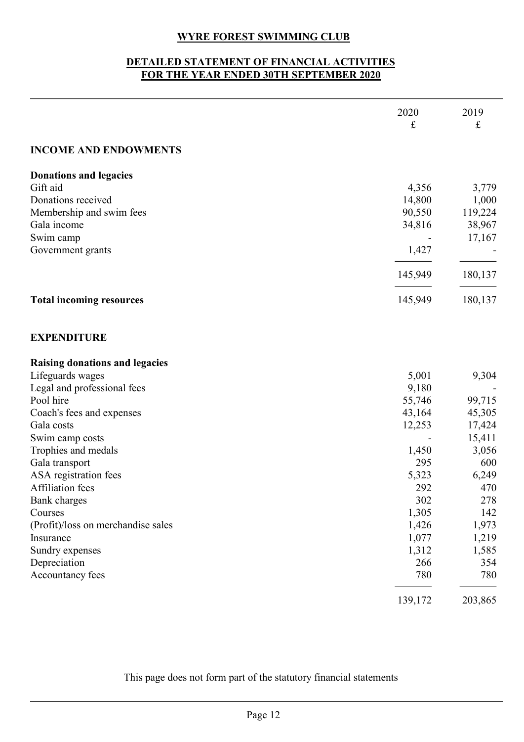# WYRE FOREST SWIMMING CLUB

## DETAILED STATEMENT OF FINANCIAL ACTIVITIES FOR THE YEAR ENDED 30TH SEPTEMBER 2020

| | 2020 £ | 2019 £ |
|---|---|---|
| **INCOME AND ENDOWMENTS** | | |
| **Donations and legacies** | | |
| Gift aid | 4,356 | 3,779 |
| Donations received | 14,800 | 1,000 |
| Membership and swim fees | 90,550 | 119,224 |
| Gala income | 34,816 | 38,967 |
| Swim camp | - | 17,167 |
| Government grants | 1,427 | - |
| | 145,949 | 180,137 |
| **Total incoming resources** | 145,949 | 180,137 |
| **EXPENDITURE** | | |
| **Raising donations and legacies** | | |
| Lifeguards wages | 5,001 | 9,304 |
| Legal and professional fees | 9,180 | - |
| Pool hire | 55,746 | 99,715 |
| Coach's fees and expenses | 43,164 | 45,305 |
| Gala costs | 12,253 | 17,424 |
| Swim camp costs | - | 15,411 |
| Trophies and medals | 1,450 | 3,056 |
| Gala transport | 295 | 600 |
| ASA registration fees | 5,323 | 6,249 |
| Affiliation fees | 292 | 470 |
| Bank charges | 302 | 278 |
| Courses | 1,305 | 142 |
| (Profit)/loss on merchandise sales | 1,426 | 1,973 |
| Insurance | 1,077 | 1,219 |
| Sundry expenses | 1,312 | 1,585 |
| Depreciation | 266 | 354 |
| Accountancy fees | 780 | 780 |
| | 139,172 | 203,865 |

This page does not form part of the statutory financial statements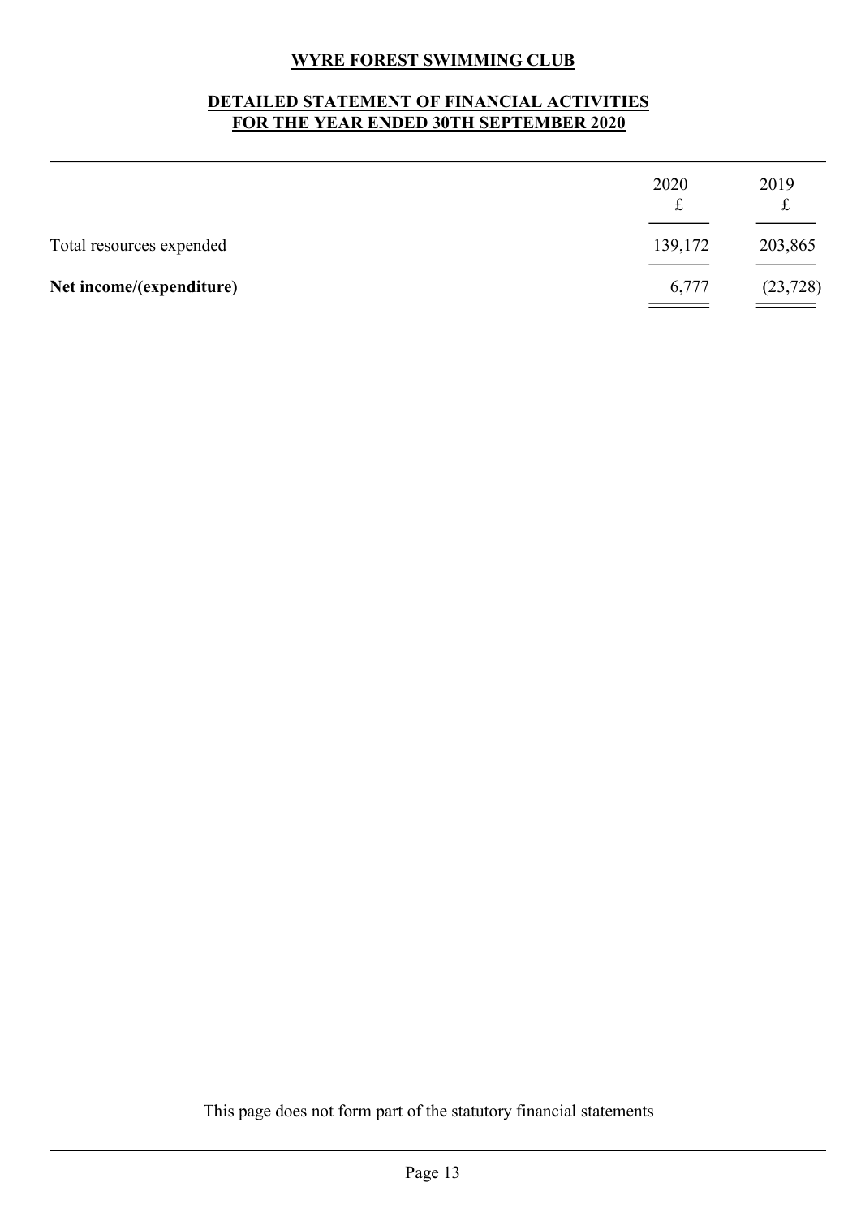**WYRE FOREST SWIMMING CLUB**

**DETAILED STATEMENT OF FINANCIAL ACTIVITIES**
**FOR THE YEAR ENDED 30TH SEPTEMBER 2020**

| | 2020 £ | 2019 £ |
|---|---|---|
| Total resources expended | 139,172 | 203,865 |
| **Net income/(expenditure)** | 6,777 | (23,728) |

This page does not form part of the statutory financial statements